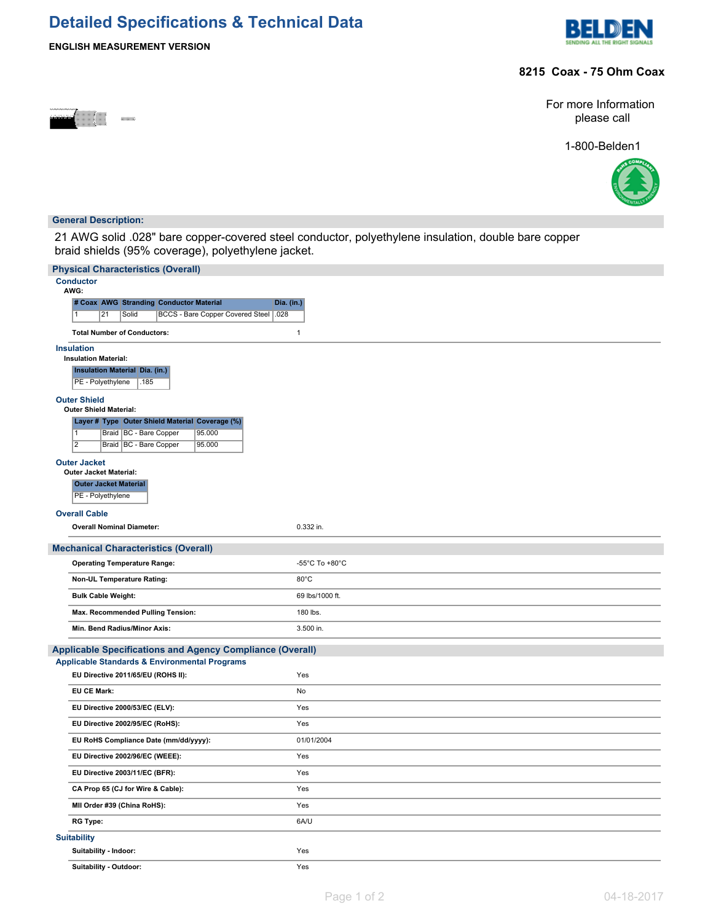# Detailed Specifications & Technical Data

**ENGLISH MEASUREMENT VERSION**

## 8215 Coax - 75 Ohm Coax

For more Information please call

1-800-Belden1

## General Description:

21 AWG solid .028" bare copper-covered steel conductor, polyethylene insulation, double bare copper braid shields (95% coverage), polyethylene jacket.

## Physical Characteristics (Overall)

### Conductor

**AWG:**

| # Coax | AWG | Stranding | Conductor Material | Dia. (in.) |
|---|---|---|---|---|
| 1 | 21 | Solid | BCCS - Bare Copper Covered Steel | .028 |

**Total Number of Conductors:** 1

### Insulation

**Insulation Material:**

| Insulation Material | Dia. (in.) |
|---|---|
| PE - Polyethylene | .185 |

### Outer Shield

**Outer Shield Material:**

| Layer # | Type | Outer Shield Material | Coverage (%) |
|---|---|---|---|
| 1 | Braid | BC - Bare Copper | 95.000 |
| 2 | Braid | BC - Bare Copper | 95.000 |

### Outer Jacket

**Outer Jacket Material:**

| Outer Jacket Material |
|---|
| PE - Polyethylene |

### Overall Cable

**Overall Nominal Diameter:** 0.332 in.

## Mechanical Characteristics (Overall)

| | |
|---|---|
| **Operating Temperature Range:** | -55°C To +80°C |
| **Non-UL Temperature Rating:** | 80°C |
| **Bulk Cable Weight:** | 69 lbs/1000 ft. |
| **Max. Recommended Pulling Tension:** | 180 lbs. |
| **Min. Bend Radius/Minor Axis:** | 3.500 in. |

## Applicable Specifications and Agency Compliance (Overall)

### Applicable Standards & Environmental Programs

| | |
|---|---|
| **EU Directive 2011/65/EU (ROHS II):** | Yes |
| **EU CE Mark:** | No |
| **EU Directive 2000/53/EC (ELV):** | Yes |
| **EU Directive 2002/95/EC (RoHS):** | Yes |
| **EU RoHS Compliance Date (mm/dd/yyyy):** | 01/01/2004 |
| **EU Directive 2002/96/EC (WEEE):** | Yes |
| **EU Directive 2003/11/EC (BFR):** | Yes |
| **CA Prop 65 (CJ for Wire & Cable):** | Yes |
| **MII Order #39 (China RoHS):** | Yes |
| **RG Type:** | 6A/U |

### Suitability

| | |
|---|---|
| **Suitability - Indoor:** | Yes |
| **Suitability - Outdoor:** | Yes |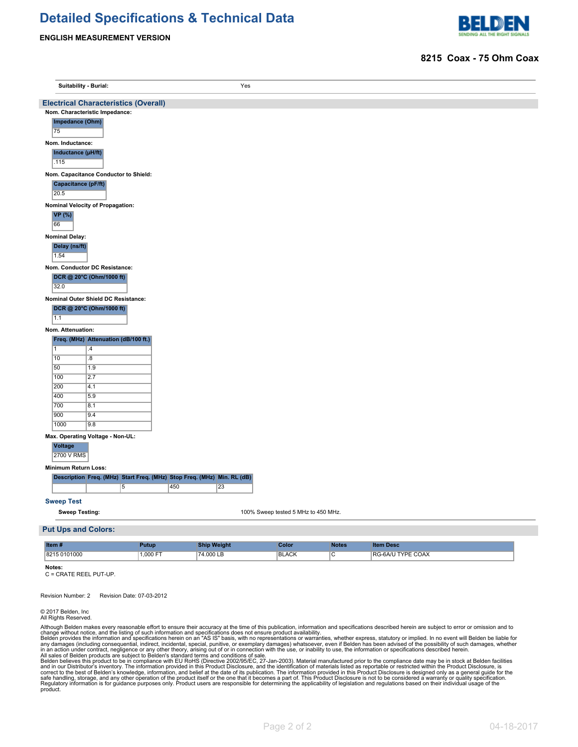# Detailed Specifications & Technical Data

**ENGLISH MEASUREMENT VERSION**

## 8215 Coax - 75 Ohm Coax

| | |
|---|---|
| **Suitability - Burial:** | Yes |

## Electrical Characteristics (Overall)

**Nom. Characteristic Impedance:**

| Impedance (Ohm) |
|---|
| 75 |

**Nom. Inductance:**

| Inductance (µH/ft) |
|---|
| .115 |

**Nom. Capacitance Conductor to Shield:**

| Capacitance (pF/ft) |
|---|
| 20.5 |

**Nominal Velocity of Propagation:**

| VP (%) |
|---|
| 66 |

**Nominal Delay:**

| Delay (ns/ft) |
|---|
| 1.54 |

**Nom. Conductor DC Resistance:**

| DCR @ 20°C (Ohm/1000 ft) |
|---|
| 32.0 |

**Nominal Outer Shield DC Resistance:**

| DCR @ 20°C (Ohm/1000 ft) |
|---|
| 1.1 |

**Nom. Attenuation:**

| Freq. (MHz) | Attenuation (dB/100 ft.) |
|---|---|
| 1 | .4 |
| 10 | .8 |
| 50 | 1.9 |
| 100 | 2.7 |
| 200 | 4.1 |
| 400 | 5.9 |
| 700 | 8.1 |
| 900 | 9.4 |
| 1000 | 9.8 |

**Max. Operating Voltage - Non-UL:**

| Voltage |
|---|
| 2700 V RMS |

**Minimum Return Loss:**

| Description | Freq. (MHz) | Start Freq. (MHz) | Stop Freq. (MHz) | Min. RL (dB) |
|---|---|---|---|---|
| | | 5 | 450 | 23 |

### Sweep Test

| | |
|---|---|
| **Sweep Testing:** | 100% Sweep tested 5 MHz to 450 MHz. |

## Put Ups and Colors:

| Item # | Putup | Ship Weight | Color | Notes | Item Desc |
|---|---|---|---|---|---|
| 8215 0101000 | 1,000 FT | 74.000 LB | BLACK | C | RG-6A/U TYPE COAX |

**Notes:**
C = CRATE REEL PUT-UP.

Revision Number: 2 Revision Date: 07-03-2012

© 2017 Belden, Inc
All Rights Reserved.

Although Belden makes every reasonable effort to ensure their accuracy at the time of this publication, information and specifications described herein are subject to error or omission and to change without notice, and the listing of such information and specifications does not ensure product availability.
Belden provides the information and specifications herein on an "AS IS" basis, with no representations or warranties, whether express, statutory or implied. In no event will Belden be liable for any damages (including consequential, indirect, incidental, special, punitive, or exemplary damages) whatsoever, even if Belden has been advised of the possibility of such damages, whether in an action under contract, negligence or any other theory, arising out of or in connection with the use, or inability to use, the information or specifications described herein.
All sales of Belden products are subject to Belden's standard terms and conditions of sale.
Belden believes this product to be in compliance with EU RoHS (Directive 2002/95/EC, 27-Jan-2003). Material manufactured prior to the compliance date may be in stock at Belden facilities and in our Distributor's inventory. The information provided in this Product Disclosure, and the identification of materials listed as reportable or restricted within the Product Disclosure, is correct to the best of Belden's knowledge, information, and belief at the date of its publication. The information provided in this Product Disclosure is designed only as a general guide for the safe handling, storage, and any other operation of the product itself or the one that it becomes a part of. This Product Disclosure is not to be considered a warranty or quality specification. Regulatory information is for guidance purposes only. Product users are responsible for determining the applicability of legislation and regulations based on their individual usage of the product.